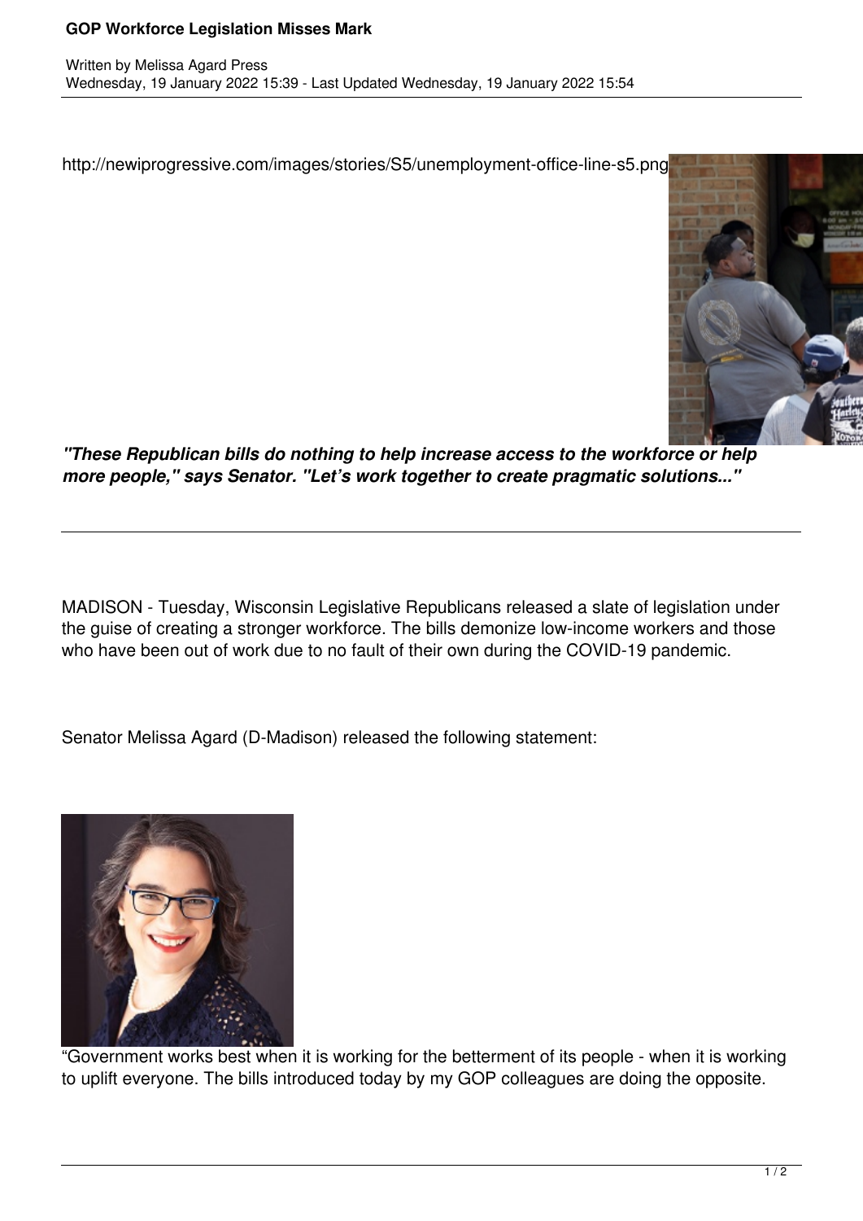# GOP Workforce Legislation Misses Mark

Written by Melissa Agard Press
Wednesday, 19 January 2022 15:39 - Last Updated Wednesday, 19 January 2022 15:54

http://newiprogressive.com/images/stories/S5/unemployment-office-line-s5.png

***"These Republican bills do nothing to help increase access to the workforce or help more people," says Senator. "Let's work together to create pragmatic solutions..."***

---

MADISON - Tuesday, Wisconsin Legislative Republicans released a slate of legislation under the guise of creating a stronger workforce. The bills demonize low-income workers and those who have been out of work due to no fault of their own during the COVID-19 pandemic.

Senator Melissa Agard (D-Madison) released the following statement:

"Government works best when it is working for the betterment of its people - when it is working to uplift everyone. The bills introduced today by my GOP colleagues are doing the opposite.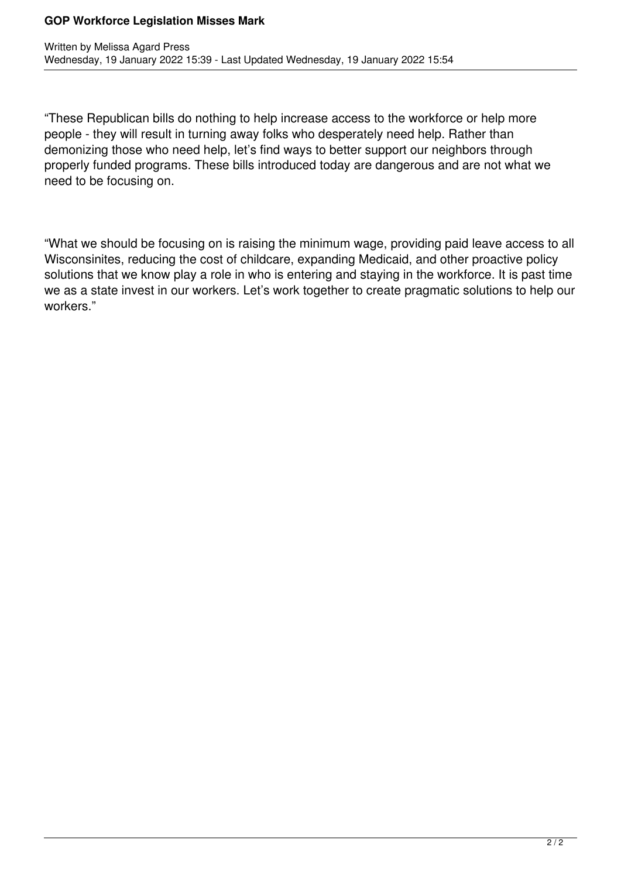"These Republican bills do nothing to help increase access to the workforce or help more people - they will result in turning away folks who desperately need help. Rather than demonizing those who need help, let's find ways to better support our neighbors through properly funded programs. These bills introduced today are dangerous and are not what we need to be focusing on.

"What we should be focusing on is raising the minimum wage, providing paid leave access to all Wisconsinites, reducing the cost of childcare, expanding Medicaid, and other proactive policy solutions that we know play a role in who is entering and staying in the workforce. It is past time we as a state invest in our workers. Let's work together to create pragmatic solutions to help our workers."